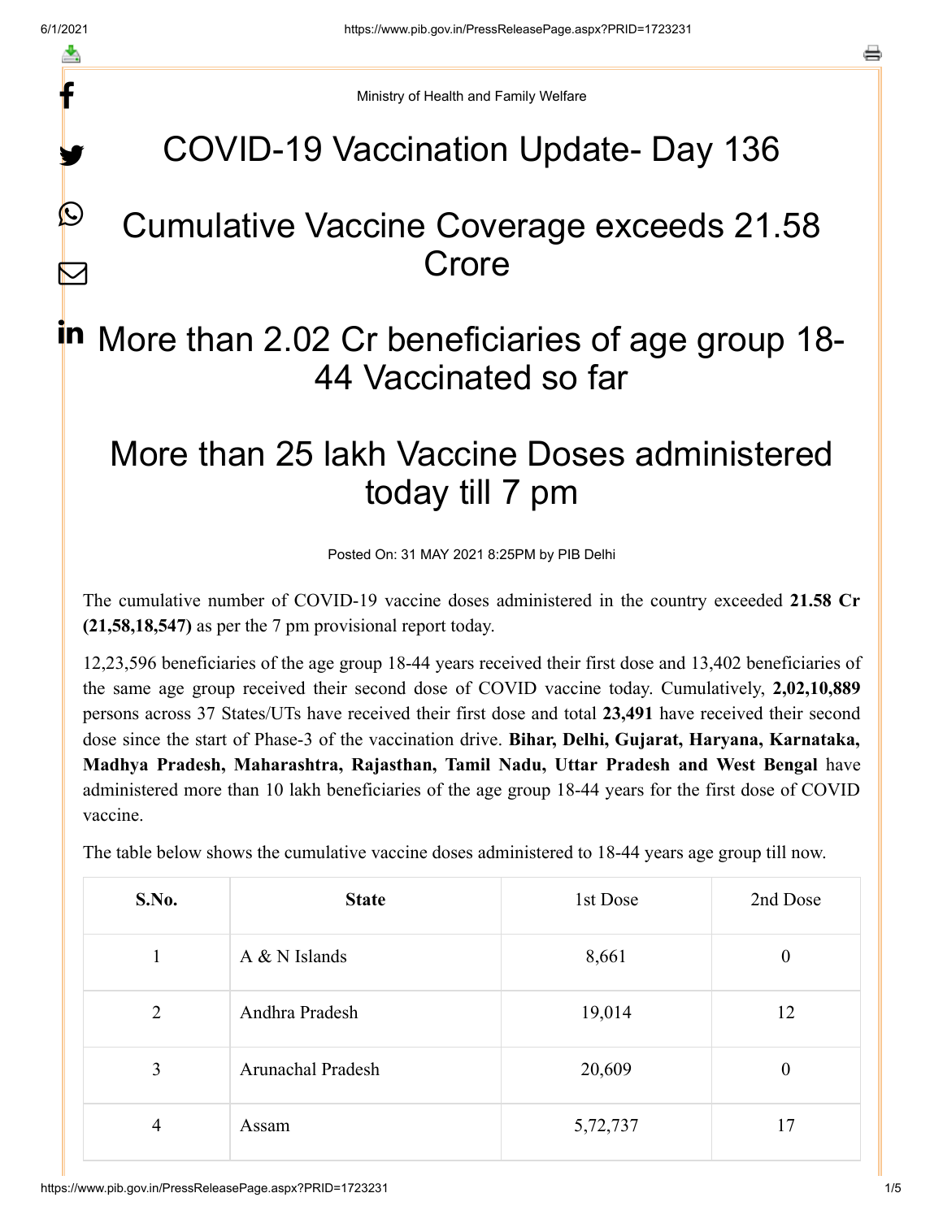Ministry of Health and Family Welfare

# COVID-19 Vaccination Update- Day 136

# Cumulative Vaccine Coverage exceeds 21.58 Crore

# More than 2.02 Cr beneficiaries of age group 18-44 Vaccinated so far

# More than 25 lakh Vaccine Doses administered today till 7 pm

Posted On: 31 MAY 2021 8:25PM by PIB Delhi

The cumulative number of COVID-19 vaccine doses administered in the country exceeded **21.58 Cr (21,58,18,547)** as per the 7 pm provisional report today.

12,23,596 beneficiaries of the age group 18-44 years received their first dose and 13,402 beneficiaries of the same age group received their second dose of COVID vaccine today. Cumulatively, **2,02,10,889** persons across 37 States/UTs have received their first dose and total **23,491** have received their second dose since the start of Phase-3 of the vaccination drive. **Bihar, Delhi, Gujarat, Haryana, Karnataka, Madhya Pradesh, Maharashtra, Rajasthan, Tamil Nadu, Uttar Pradesh and West Bengal** have administered more than 10 lakh beneficiaries of the age group 18-44 years for the first dose of COVID vaccine.

The table below shows the cumulative vaccine doses administered to 18-44 years age group till now.

| S.No. | State | 1st Dose | 2nd Dose |
|---|---|---|---|
| 1 | A & N Islands | 8,661 | 0 |
| 2 | Andhra Pradesh | 19,014 | 12 |
| 3 | Arunachal Pradesh | 20,609 | 0 |
| 4 | Assam | 5,72,737 | 17 |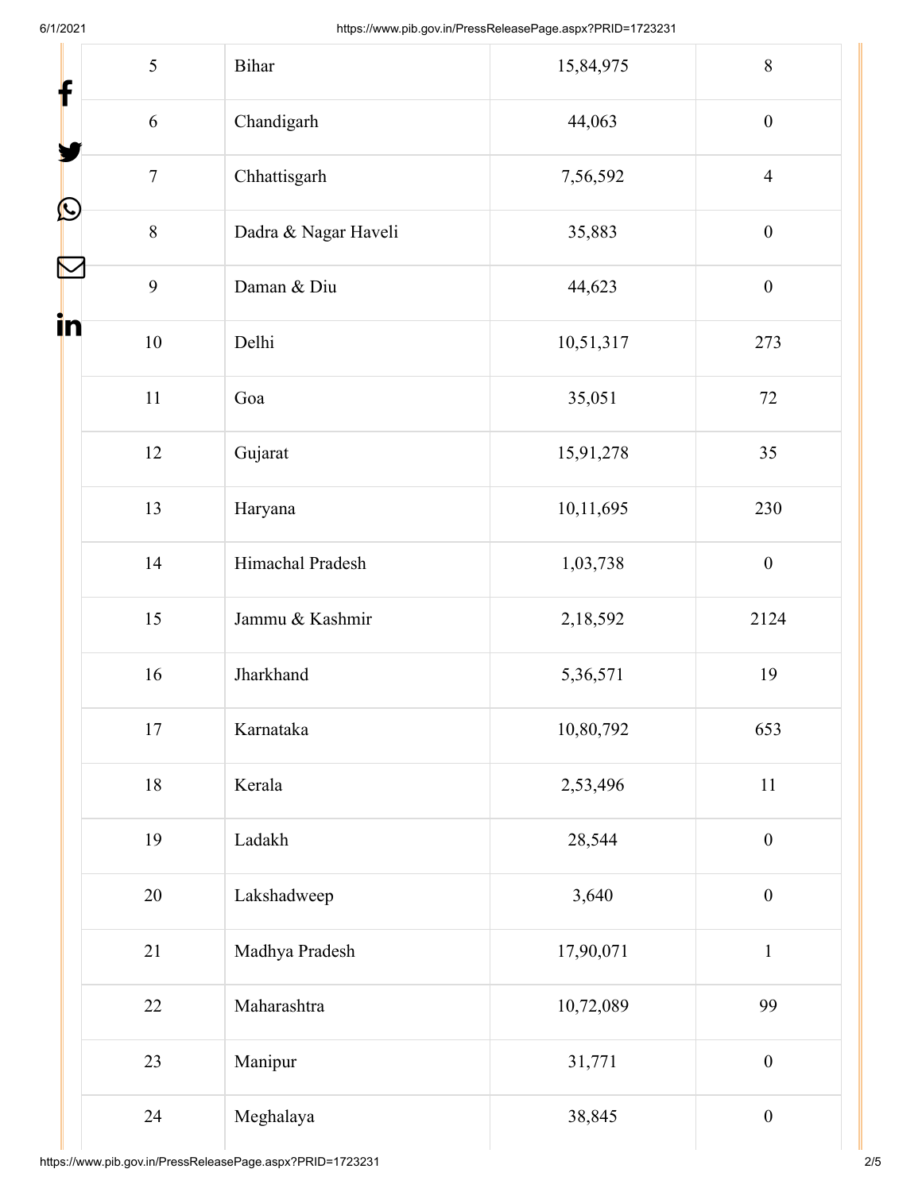| 5 | Bihar | 15,84,975 | 8 |
|---|---|---|---|
| 6 | Chandigarh | 44,063 | 0 |
| 7 | Chhattisgarh | 7,56,592 | 4 |
| 8 | Dadra & Nagar Haveli | 35,883 | 0 |
| 9 | Daman & Diu | 44,623 | 0 |
| 10 | Delhi | 10,51,317 | 273 |
| 11 | Goa | 35,051 | 72 |
| 12 | Gujarat | 15,91,278 | 35 |
| 13 | Haryana | 10,11,695 | 230 |
| 14 | Himachal Pradesh | 1,03,738 | 0 |
| 15 | Jammu & Kashmir | 2,18,592 | 2124 |
| 16 | Jharkhand | 5,36,571 | 19 |
| 17 | Karnataka | 10,80,792 | 653 |
| 18 | Kerala | 2,53,496 | 11 |
| 19 | Ladakh | 28,544 | 0 |
| 20 | Lakshadweep | 3,640 | 0 |
| 21 | Madhya Pradesh | 17,90,071 | 1 |
| 22 | Maharashtra | 10,72,089 | 99 |
| 23 | Manipur | 31,771 | 0 |
| 24 | Meghalaya | 38,845 | 0 |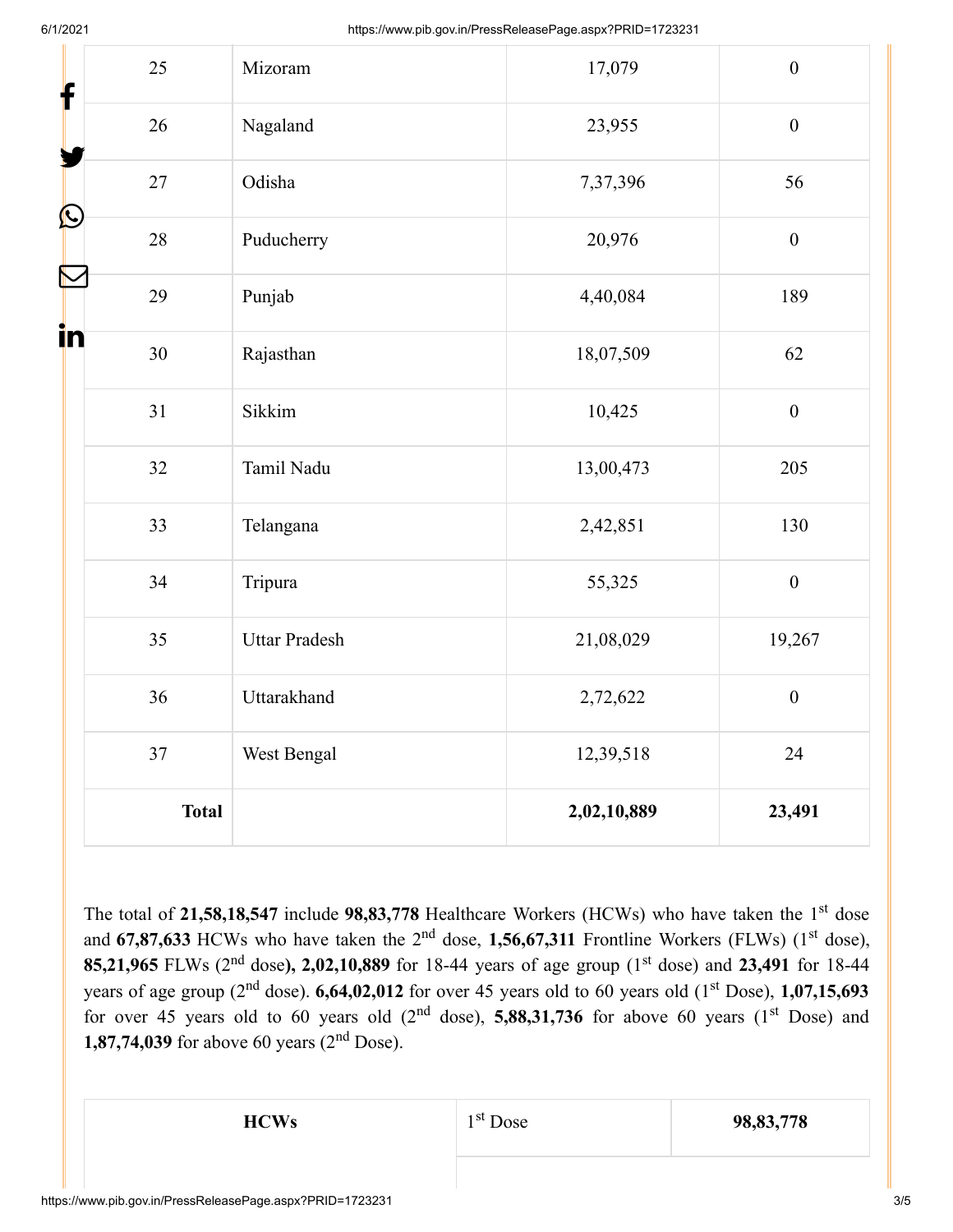| 25 | Mizoram | 17,079 | 0 |
|---|---|---|---|
| 26 | Nagaland | 23,955 | 0 |
| 27 | Odisha | 7,37,396 | 56 |
| 28 | Puducherry | 20,976 | 0 |
| 29 | Punjab | 4,40,084 | 189 |
| 30 | Rajasthan | 18,07,509 | 62 |
| 31 | Sikkim | 10,425 | 0 |
| 32 | Tamil Nadu | 13,00,473 | 205 |
| 33 | Telangana | 2,42,851 | 130 |
| 34 | Tripura | 55,325 | 0 |
| 35 | Uttar Pradesh | 21,08,029 | 19,267 |
| 36 | Uttarakhand | 2,72,622 | 0 |
| 37 | West Bengal | 12,39,518 | 24 |
| **Total** | | **2,02,10,889** | **23,491** |

The total of **21,58,18,547** include **98,83,778** Healthcare Workers (HCWs) who have taken the 1st dose and **67,87,633** HCWs who have taken the 2nd dose, **1,56,67,311** Frontline Workers (FLWs) (1st dose), **85,21,965** FLWs (2nd dose**), 2,02,10,889** for 18-44 years of age group (1st dose) and **23,491** for 18-44 years of age group (2nd dose). **6,64,02,012** for over 45 years old to 60 years old (1st Dose), **1,07,15,693** for over 45 years old to 60 years old (2nd dose), **5,88,31,736** for above 60 years (1st Dose) and **1,87,74,039** for above 60 years (2nd Dose).

| **HCWs** | 1st Dose | **98,83,778** |
|---|---|---|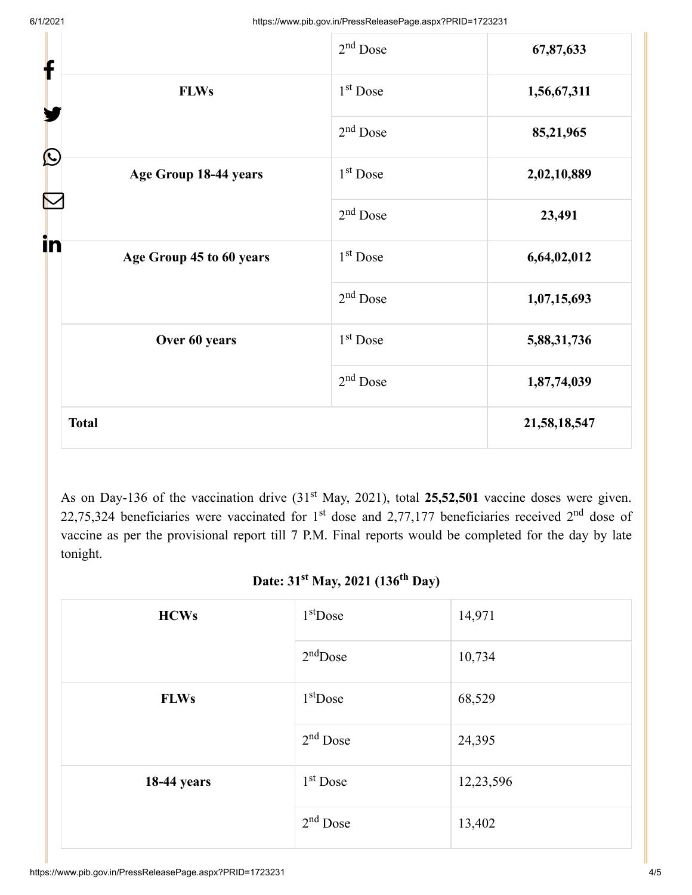| | | |
|---|---|---|
| | 2nd Dose | **67,87,633** |
| **FLWs** | 1st Dose | **1,56,67,311** |
| | 2nd Dose | **85,21,965** |
| **Age Group 18-44 years** | 1st Dose | **2,02,10,889** |
| | 2nd Dose | **23,491** |
| **Age Group 45 to 60 years** | 1st Dose | **6,64,02,012** |
| | 2nd Dose | **1,07,15,693** |
| **Over 60 years** | 1st Dose | **5,88,31,736** |
| | 2nd Dose | **1,87,74,039** |
| **Total** | | **21,58,18,547** |

As on Day-136 of the vaccination drive (31st May, 2021), total **25,52,501** vaccine doses were given. 22,75,324 beneficiaries were vaccinated for 1st dose and 2,77,177 beneficiaries received 2nd dose of vaccine as per the provisional report till 7 P.M. Final reports would be completed for the day by late tonight.

**Date: 31st May, 2021 (136th Day)**

| | | |
|---|---|---|
| **HCWs** | 1st Dose | 14,971 |
| | 2nd Dose | 10,734 |
| **FLWs** | 1st Dose | 68,529 |
| | 2nd Dose | 24,395 |
| **18-44 years** | 1st Dose | 12,23,596 |
| | 2nd Dose | 13,402 |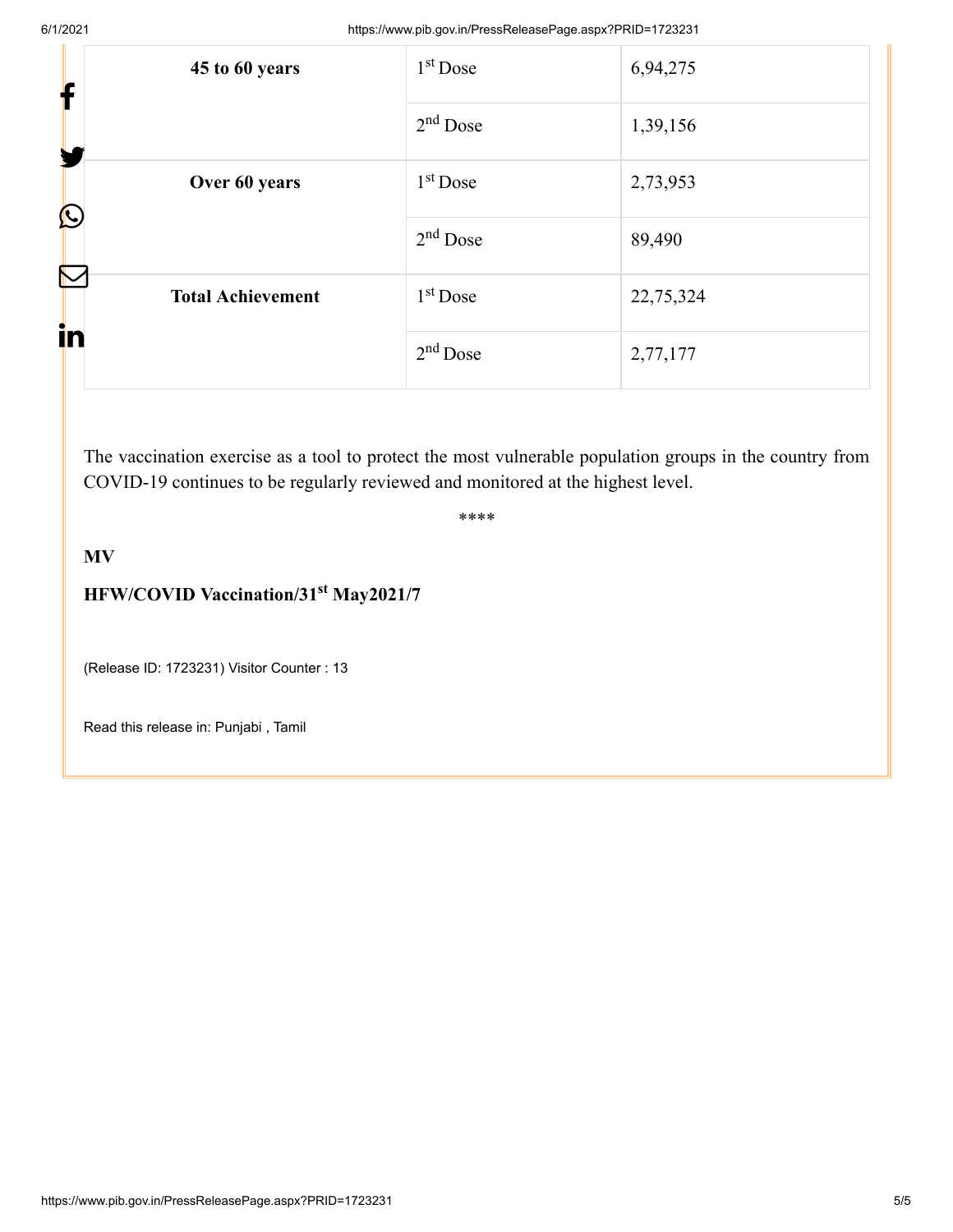| | | |
|---|---|---|
| **45 to 60 years** | 1st Dose | 6,94,275 |
| | 2nd Dose | 1,39,156 |
| **Over 60 years** | 1st Dose | 2,73,953 |
| | 2nd Dose | 89,490 |
| **Total Achievement** | 1st Dose | 22,75,324 |
| | 2nd Dose | 2,77,177 |

The vaccination exercise as a tool to protect the most vulnerable population groups in the country from COVID-19 continues to be regularly reviewed and monitored at the highest level.

\*\*\*\*

**MV**

**HFW/COVID Vaccination/31st May2021/7**

(Release ID: 1723231) Visitor Counter : 13

Read this release in: Punjabi , Tamil